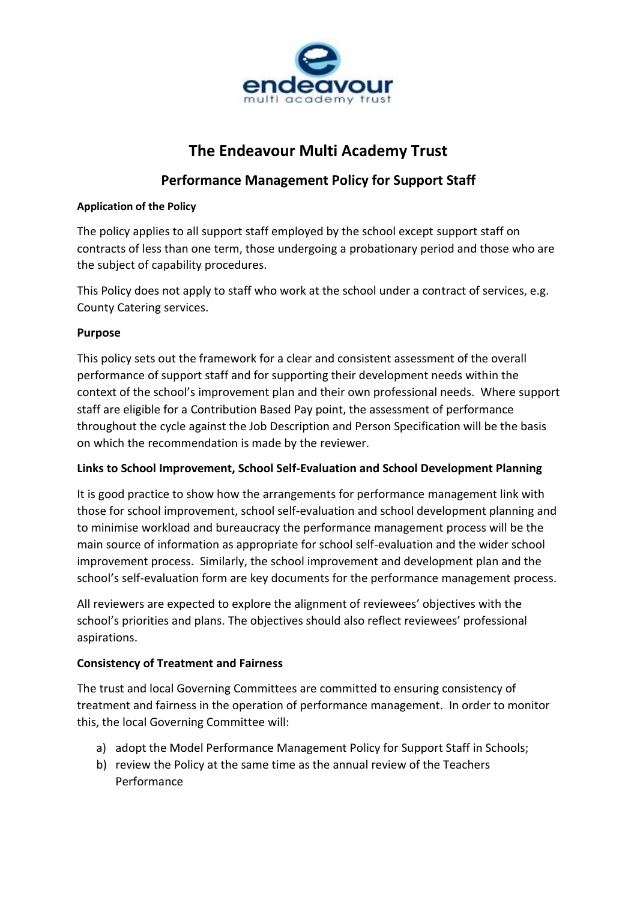# The Endeavour Multi Academy Trust

## Performance Management Policy for Support Staff

**Application of the Policy**

The policy applies to all support staff employed by the school except support staff on contracts of less than one term, those undergoing a probationary period and those who are the subject of capability procedures.

This Policy does not apply to staff who work at the school under a contract of services, e.g. County Catering services.

**Purpose**

This policy sets out the framework for a clear and consistent assessment of the overall performance of support staff and for supporting their development needs within the context of the school's improvement plan and their own professional needs. Where support staff are eligible for a Contribution Based Pay point, the assessment of performance throughout the cycle against the Job Description and Person Specification will be the basis on which the recommendation is made by the reviewer.

**Links to School Improvement, School Self-Evaluation and School Development Planning**

It is good practice to show how the arrangements for performance management link with those for school improvement, school self-evaluation and school development planning and to minimise workload and bureaucracy the performance management process will be the main source of information as appropriate for school self-evaluation and the wider school improvement process. Similarly, the school improvement and development plan and the school's self-evaluation form are key documents for the performance management process.

All reviewers are expected to explore the alignment of reviewees' objectives with the school's priorities and plans. The objectives should also reflect reviewees' professional aspirations.

**Consistency of Treatment and Fairness**

The trust and local Governing Committees are committed to ensuring consistency of treatment and fairness in the operation of performance management. In order to monitor this, the local Governing Committee will:

a) adopt the Model Performance Management Policy for Support Staff in Schools;
b) review the Policy at the same time as the annual review of the Teachers Performance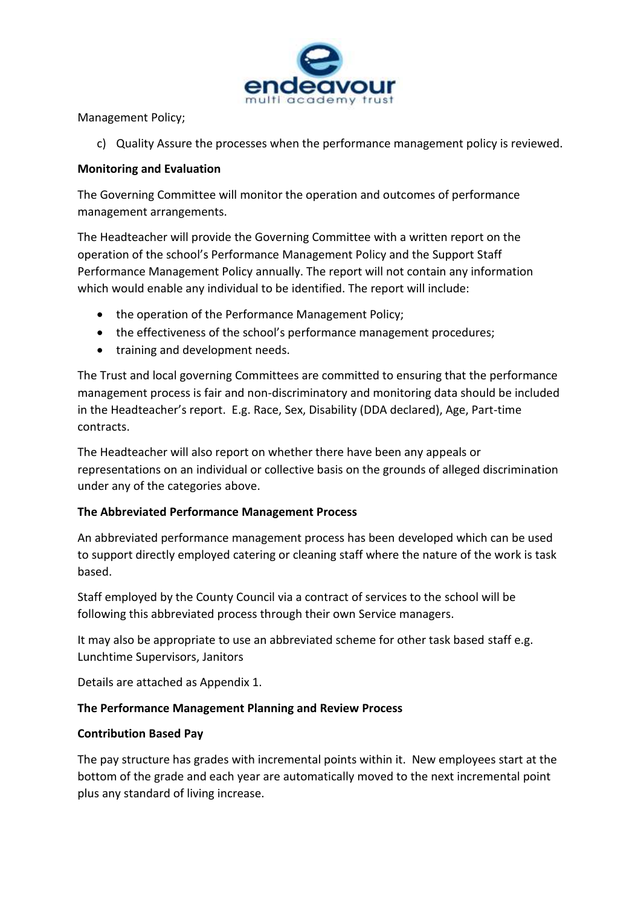Management Policy;

c) Quality Assure the processes when the performance management policy is reviewed.

**Monitoring and Evaluation**

The Governing Committee will monitor the operation and outcomes of performance management arrangements.

The Headteacher will provide the Governing Committee with a written report on the operation of the school's Performance Management Policy and the Support Staff Performance Management Policy annually. The report will not contain any information which would enable any individual to be identified. The report will include:

- the operation of the Performance Management Policy;
- the effectiveness of the school's performance management procedures;
- training and development needs.

The Trust and local governing Committees are committed to ensuring that the performance management process is fair and non-discriminatory and monitoring data should be included in the Headteacher's report. E.g. Race, Sex, Disability (DDA declared), Age, Part-time contracts.

The Headteacher will also report on whether there have been any appeals or representations on an individual or collective basis on the grounds of alleged discrimination under any of the categories above.

**The Abbreviated Performance Management Process**

An abbreviated performance management process has been developed which can be used to support directly employed catering or cleaning staff where the nature of the work is task based.

Staff employed by the County Council via a contract of services to the school will be following this abbreviated process through their own Service managers.

It may also be appropriate to use an abbreviated scheme for other task based staff e.g. Lunchtime Supervisors, Janitors

Details are attached as Appendix 1.

**The Performance Management Planning and Review Process**

**Contribution Based Pay**

The pay structure has grades with incremental points within it. New employees start at the bottom of the grade and each year are automatically moved to the next incremental point plus any standard of living increase.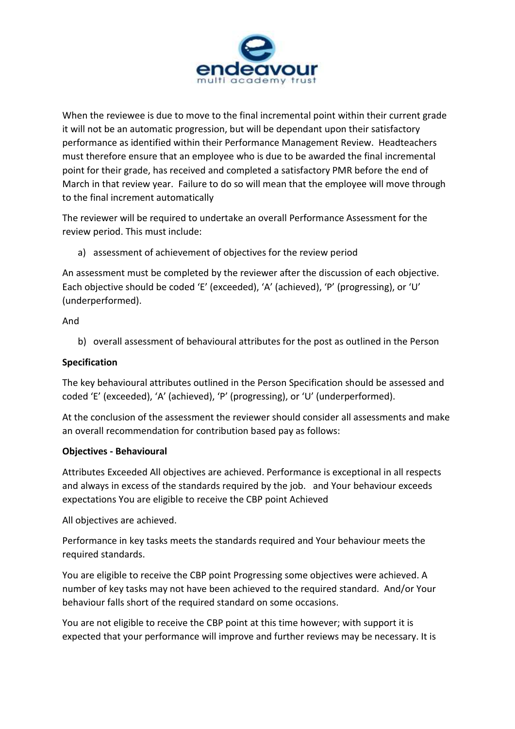When the reviewee is due to move to the final incremental point within their current grade it will not be an automatic progression, but will be dependant upon their satisfactory performance as identified within their Performance Management Review. Headteachers must therefore ensure that an employee who is due to be awarded the final incremental point for their grade, has received and completed a satisfactory PMR before the end of March in that review year. Failure to do so will mean that the employee will move through to the final increment automatically

The reviewer will be required to undertake an overall Performance Assessment for the review period. This must include:

a) assessment of achievement of objectives for the review period

An assessment must be completed by the reviewer after the discussion of each objective. Each objective should be coded 'E' (exceeded), 'A' (achieved), 'P' (progressing), or 'U' (underperformed).

And

b) overall assessment of behavioural attributes for the post as outlined in the Person

**Specification**

The key behavioural attributes outlined in the Person Specification should be assessed and coded 'E' (exceeded), 'A' (achieved), 'P' (progressing), or 'U' (underperformed).

At the conclusion of the assessment the reviewer should consider all assessments and make an overall recommendation for contribution based pay as follows:

**Objectives - Behavioural**

Attributes Exceeded All objectives are achieved. Performance is exceptional in all respects and always in excess of the standards required by the job. and Your behaviour exceeds expectations You are eligible to receive the CBP point Achieved

All objectives are achieved.

Performance in key tasks meets the standards required and Your behaviour meets the required standards.

You are eligible to receive the CBP point Progressing some objectives were achieved. A number of key tasks may not have been achieved to the required standard. And/or Your behaviour falls short of the required standard on some occasions.

You are not eligible to receive the CBP point at this time however; with support it is expected that your performance will improve and further reviews may be necessary. It is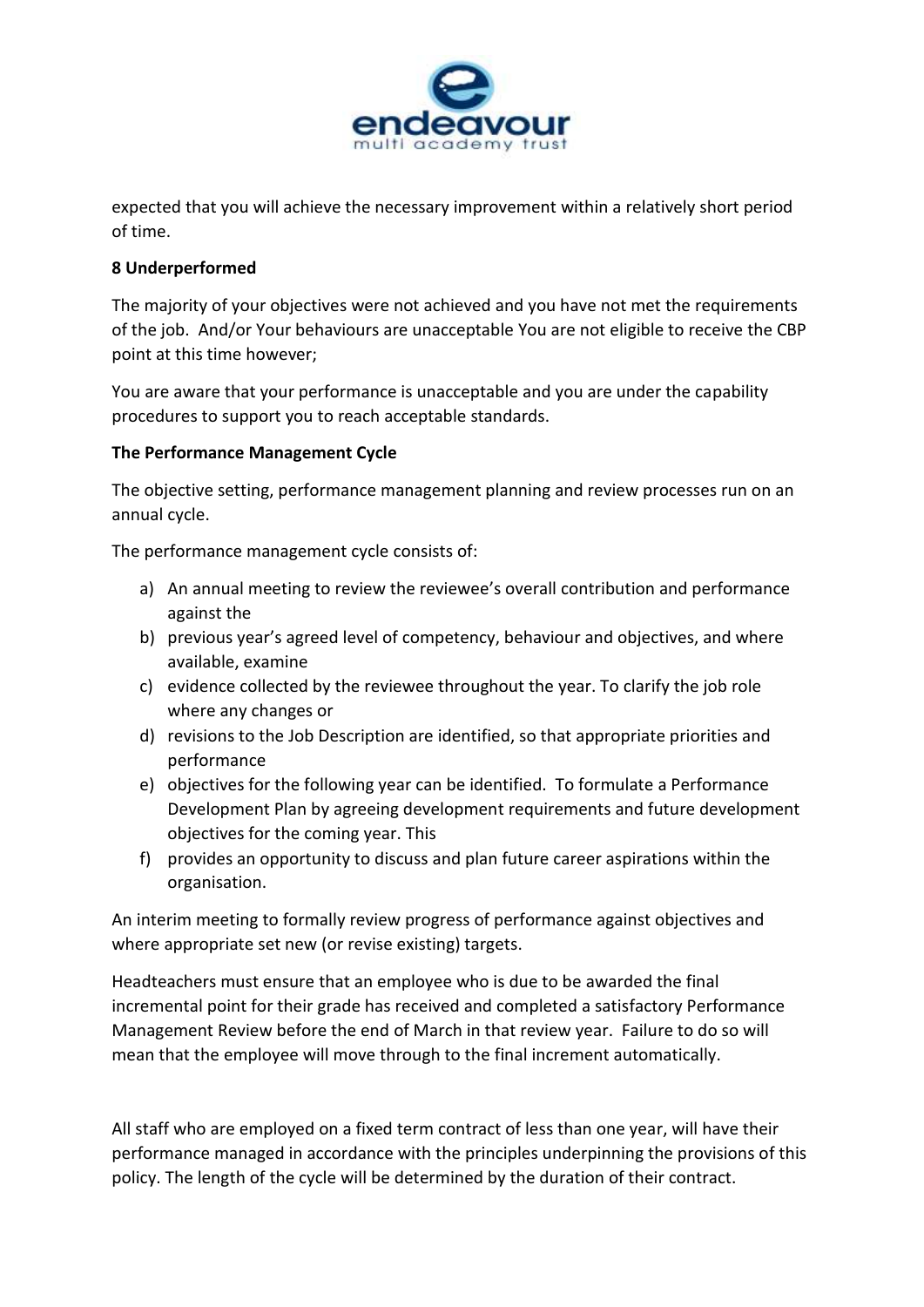expected that you will achieve the necessary improvement within a relatively short period of time.

**8 Underperformed**

The majority of your objectives were not achieved and you have not met the requirements of the job. And/or Your behaviours are unacceptable You are not eligible to receive the CBP point at this time however;

You are aware that your performance is unacceptable and you are under the capability procedures to support you to reach acceptable standards.

**The Performance Management Cycle**

The objective setting, performance management planning and review processes run on an annual cycle.

The performance management cycle consists of:

a) An annual meeting to review the reviewee's overall contribution and performance against the
b) previous year's agreed level of competency, behaviour and objectives, and where available, examine
c) evidence collected by the reviewee throughout the year. To clarify the job role where any changes or
d) revisions to the Job Description are identified, so that appropriate priorities and performance
e) objectives for the following year can be identified. To formulate a Performance Development Plan by agreeing development requirements and future development objectives for the coming year. This
f) provides an opportunity to discuss and plan future career aspirations within the organisation.

An interim meeting to formally review progress of performance against objectives and where appropriate set new (or revise existing) targets.

Headteachers must ensure that an employee who is due to be awarded the final incremental point for their grade has received and completed a satisfactory Performance Management Review before the end of March in that review year. Failure to do so will mean that the employee will move through to the final increment automatically.

All staff who are employed on a fixed term contract of less than one year, will have their performance managed in accordance with the principles underpinning the provisions of this policy. The length of the cycle will be determined by the duration of their contract.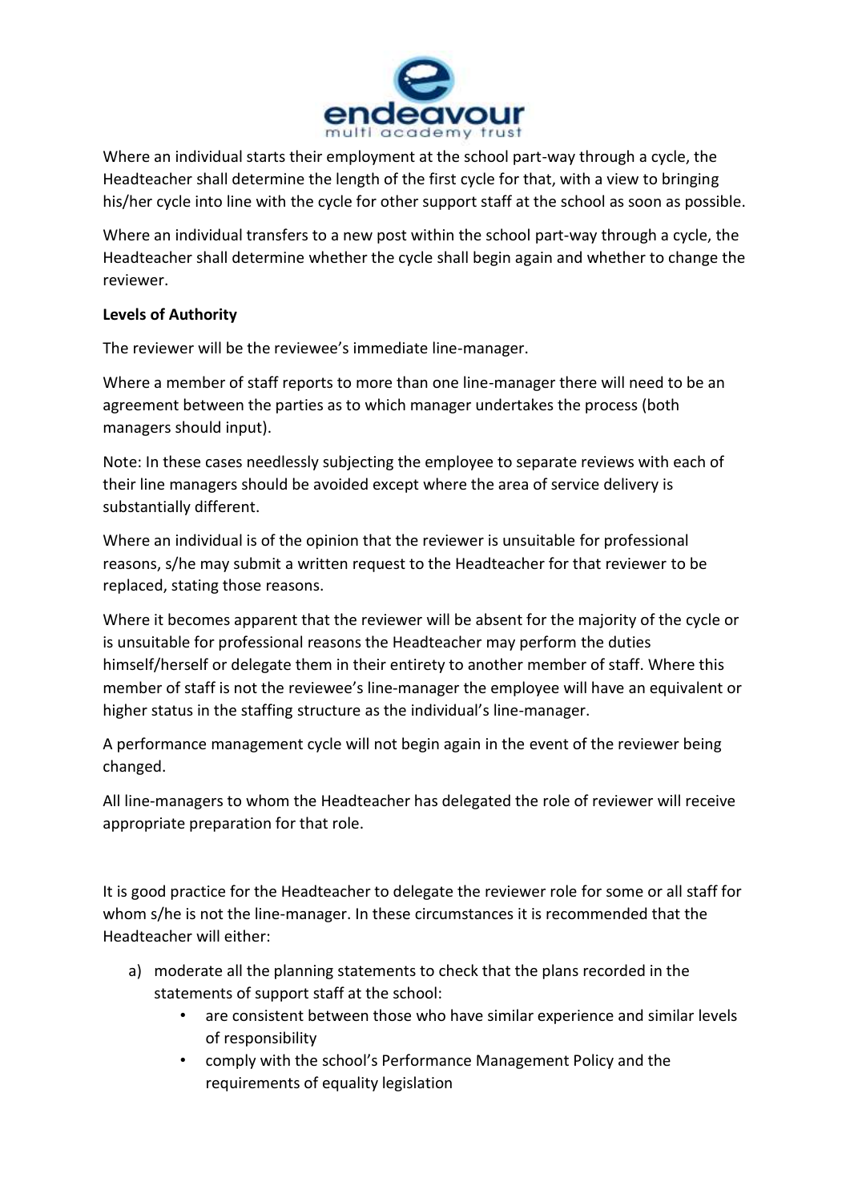Where an individual starts their employment at the school part-way through a cycle, the Headteacher shall determine the length of the first cycle for that, with a view to bringing his/her cycle into line with the cycle for other support staff at the school as soon as possible.

Where an individual transfers to a new post within the school part-way through a cycle, the Headteacher shall determine whether the cycle shall begin again and whether to change the reviewer.

**Levels of Authority**

The reviewer will be the reviewee's immediate line-manager.

Where a member of staff reports to more than one line-manager there will need to be an agreement between the parties as to which manager undertakes the process (both managers should input).

Note: In these cases needlessly subjecting the employee to separate reviews with each of their line managers should be avoided except where the area of service delivery is substantially different.

Where an individual is of the opinion that the reviewer is unsuitable for professional reasons, s/he may submit a written request to the Headteacher for that reviewer to be replaced, stating those reasons.

Where it becomes apparent that the reviewer will be absent for the majority of the cycle or is unsuitable for professional reasons the Headteacher may perform the duties himself/herself or delegate them in their entirety to another member of staff. Where this member of staff is not the reviewee's line-manager the employee will have an equivalent or higher status in the staffing structure as the individual's line-manager.

A performance management cycle will not begin again in the event of the reviewer being changed.

All line-managers to whom the Headteacher has delegated the role of reviewer will receive appropriate preparation for that role.

It is good practice for the Headteacher to delegate the reviewer role for some or all staff for whom s/he is not the line-manager. In these circumstances it is recommended that the Headteacher will either:

a) moderate all the planning statements to check that the plans recorded in the statements of support staff at the school:
    - are consistent between those who have similar experience and similar levels of responsibility
    - comply with the school's Performance Management Policy and the requirements of equality legislation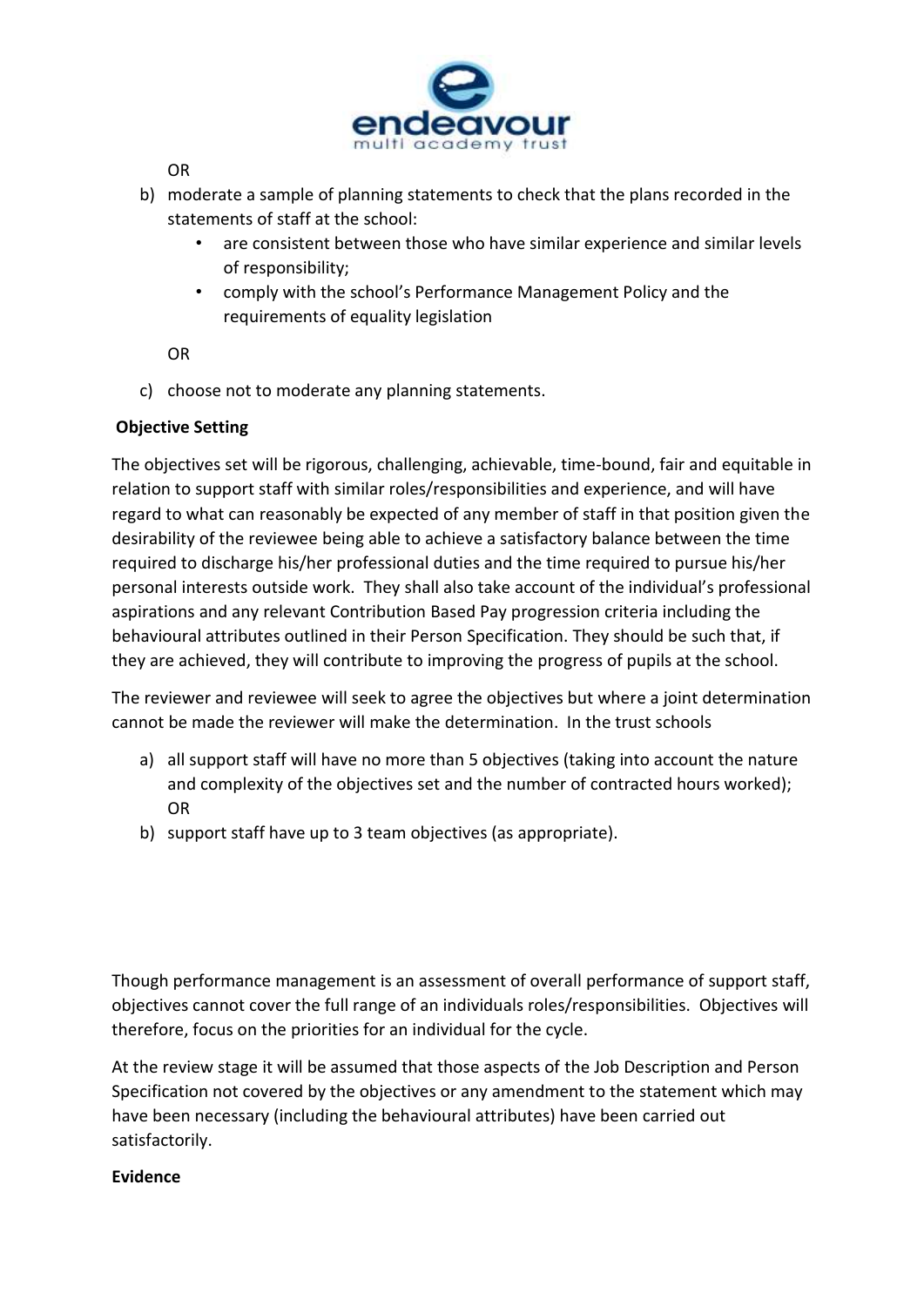OR

b) moderate a sample of planning statements to check that the plans recorded in the statements of staff at the school:
    - are consistent between those who have similar experience and similar levels of responsibility;
    - comply with the school's Performance Management Policy and the requirements of equality legislation

OR

c) choose not to moderate any planning statements.

**Objective Setting**

The objectives set will be rigorous, challenging, achievable, time-bound, fair and equitable in relation to support staff with similar roles/responsibilities and experience, and will have regard to what can reasonably be expected of any member of staff in that position given the desirability of the reviewee being able to achieve a satisfactory balance between the time required to discharge his/her professional duties and the time required to pursue his/her personal interests outside work. They shall also take account of the individual's professional aspirations and any relevant Contribution Based Pay progression criteria including the behavioural attributes outlined in their Person Specification. They should be such that, if they are achieved, they will contribute to improving the progress of pupils at the school.

The reviewer and reviewee will seek to agree the objectives but where a joint determination cannot be made the reviewer will make the determination. In the trust schools

a) all support staff will have no more than 5 objectives (taking into account the nature and complexity of the objectives set and the number of contracted hours worked); OR
b) support staff have up to 3 team objectives (as appropriate).

Though performance management is an assessment of overall performance of support staff, objectives cannot cover the full range of an individuals roles/responsibilities. Objectives will therefore, focus on the priorities for an individual for the cycle.

At the review stage it will be assumed that those aspects of the Job Description and Person Specification not covered by the objectives or any amendment to the statement which may have been necessary (including the behavioural attributes) have been carried out satisfactorily.

**Evidence**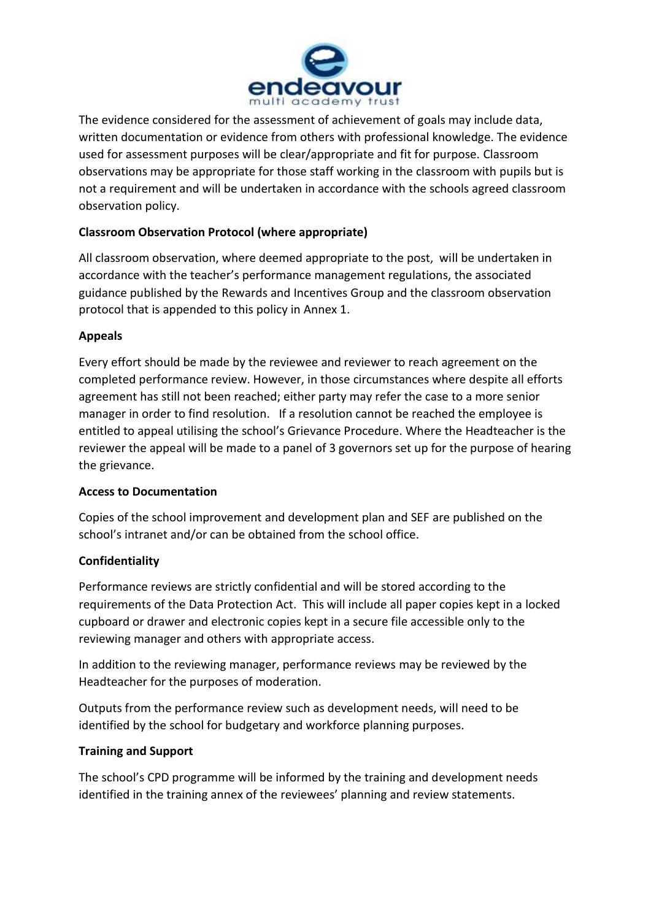The evidence considered for the assessment of achievement of goals may include data, written documentation or evidence from others with professional knowledge. The evidence used for assessment purposes will be clear/appropriate and fit for purpose. Classroom observations may be appropriate for those staff working in the classroom with pupils but is not a requirement and will be undertaken in accordance with the schools agreed classroom observation policy.

**Classroom Observation Protocol (where appropriate)**

All classroom observation, where deemed appropriate to the post, will be undertaken in accordance with the teacher's performance management regulations, the associated guidance published by the Rewards and Incentives Group and the classroom observation protocol that is appended to this policy in Annex 1.

**Appeals**

Every effort should be made by the reviewee and reviewer to reach agreement on the completed performance review. However, in those circumstances where despite all efforts agreement has still not been reached; either party may refer the case to a more senior manager in order to find resolution. If a resolution cannot be reached the employee is entitled to appeal utilising the school's Grievance Procedure. Where the Headteacher is the reviewer the appeal will be made to a panel of 3 governors set up for the purpose of hearing the grievance.

**Access to Documentation**

Copies of the school improvement and development plan and SEF are published on the school's intranet and/or can be obtained from the school office.

**Confidentiality**

Performance reviews are strictly confidential and will be stored according to the requirements of the Data Protection Act. This will include all paper copies kept in a locked cupboard or drawer and electronic copies kept in a secure file accessible only to the reviewing manager and others with appropriate access.

In addition to the reviewing manager, performance reviews may be reviewed by the Headteacher for the purposes of moderation.

Outputs from the performance review such as development needs, will need to be identified by the school for budgetary and workforce planning purposes.

**Training and Support**

The school's CPD programme will be informed by the training and development needs identified in the training annex of the reviewees' planning and review statements.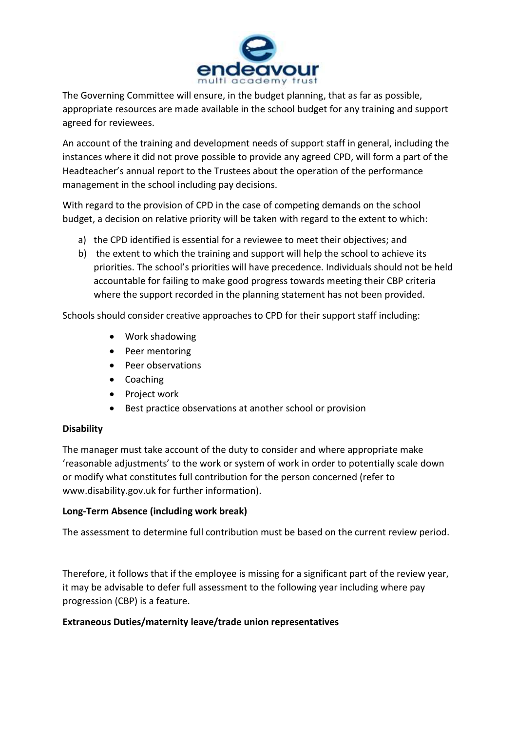The Governing Committee will ensure, in the budget planning, that as far as possible, appropriate resources are made available in the school budget for any training and support agreed for reviewees.

An account of the training and development needs of support staff in general, including the instances where it did not prove possible to provide any agreed CPD, will form a part of the Headteacher's annual report to the Trustees about the operation of the performance management in the school including pay decisions.

With regard to the provision of CPD in the case of competing demands on the school budget, a decision on relative priority will be taken with regard to the extent to which:

a) the CPD identified is essential for a reviewee to meet their objectives; and
b) the extent to which the training and support will help the school to achieve its priorities. The school's priorities will have precedence. Individuals should not be held accountable for failing to make good progress towards meeting their CBP criteria where the support recorded in the planning statement has not been provided.

Schools should consider creative approaches to CPD for their support staff including:

- Work shadowing
- Peer mentoring
- Peer observations
- Coaching
- Project work
- Best practice observations at another school or provision

**Disability**

The manager must take account of the duty to consider and where appropriate make 'reasonable adjustments' to the work or system of work in order to potentially scale down or modify what constitutes full contribution for the person concerned (refer to www.disability.gov.uk for further information).

**Long-Term Absence (including work break)**

The assessment to determine full contribution must be based on the current review period.

Therefore, it follows that if the employee is missing for a significant part of the review year, it may be advisable to defer full assessment to the following year including where pay progression (CBP) is a feature.

**Extraneous Duties/maternity leave/trade union representatives**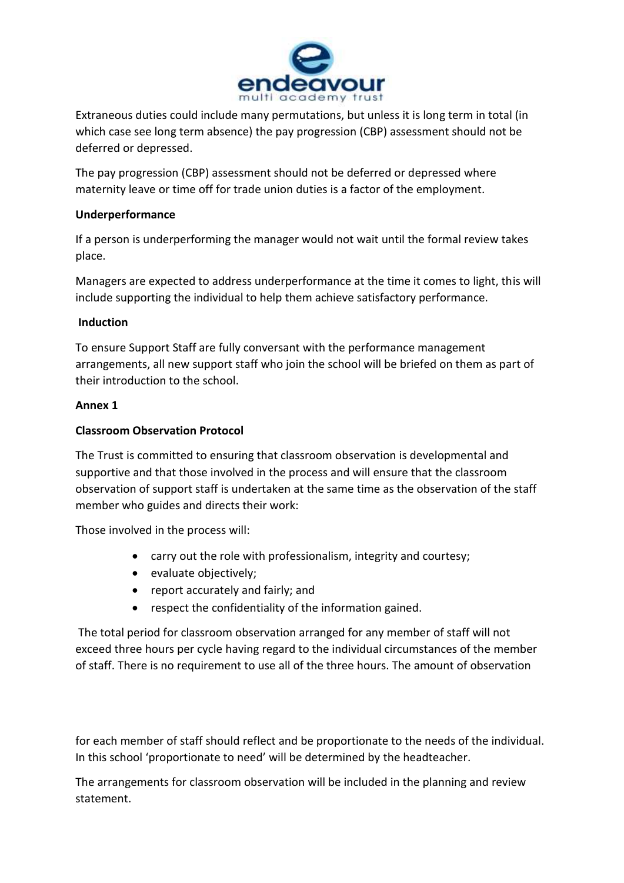Extraneous duties could include many permutations, but unless it is long term in total (in which case see long term absence) the pay progression (CBP) assessment should not be deferred or depressed.

The pay progression (CBP) assessment should not be deferred or depressed where maternity leave or time off for trade union duties is a factor of the employment.

**Underperformance**

If a person is underperforming the manager would not wait until the formal review takes place.

Managers are expected to address underperformance at the time it comes to light, this will include supporting the individual to help them achieve satisfactory performance.

**Induction**

To ensure Support Staff are fully conversant with the performance management arrangements, all new support staff who join the school will be briefed on them as part of their introduction to the school.

**Annex 1**

**Classroom Observation Protocol**

The Trust is committed to ensuring that classroom observation is developmental and supportive and that those involved in the process and will ensure that the classroom observation of support staff is undertaken at the same time as the observation of the staff member who guides and directs their work:

Those involved in the process will:

- carry out the role with professionalism, integrity and courtesy;
- evaluate objectively;
- report accurately and fairly; and
- respect the confidentiality of the information gained.

The total period for classroom observation arranged for any member of staff will not exceed three hours per cycle having regard to the individual circumstances of the member of staff. There is no requirement to use all of the three hours. The amount of observation for each member of staff should reflect and be proportionate to the needs of the individual. In this school 'proportionate to need' will be determined by the headteacher.

The arrangements for classroom observation will be included in the planning and review statement.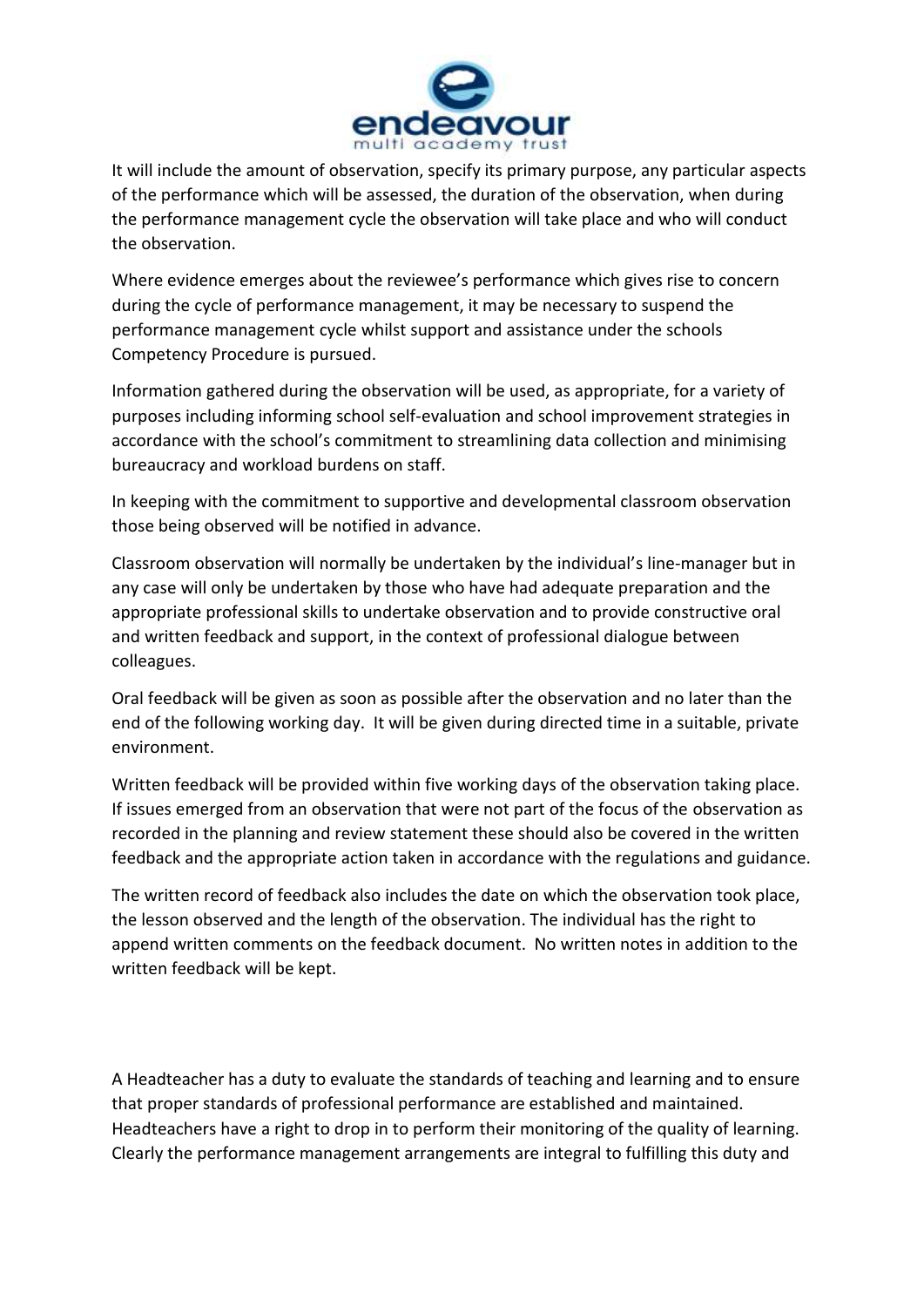It will include the amount of observation, specify its primary purpose, any particular aspects of the performance which will be assessed, the duration of the observation, when during the performance management cycle the observation will take place and who will conduct the observation.

Where evidence emerges about the reviewee's performance which gives rise to concern during the cycle of performance management, it may be necessary to suspend the performance management cycle whilst support and assistance under the schools Competency Procedure is pursued.

Information gathered during the observation will be used, as appropriate, for a variety of purposes including informing school self-evaluation and school improvement strategies in accordance with the school's commitment to streamlining data collection and minimising bureaucracy and workload burdens on staff.

In keeping with the commitment to supportive and developmental classroom observation those being observed will be notified in advance.

Classroom observation will normally be undertaken by the individual's line-manager but in any case will only be undertaken by those who have had adequate preparation and the appropriate professional skills to undertake observation and to provide constructive oral and written feedback and support, in the context of professional dialogue between colleagues.

Oral feedback will be given as soon as possible after the observation and no later than the end of the following working day. It will be given during directed time in a suitable, private environment.

Written feedback will be provided within five working days of the observation taking place. If issues emerged from an observation that were not part of the focus of the observation as recorded in the planning and review statement these should also be covered in the written feedback and the appropriate action taken in accordance with the regulations and guidance.

The written record of feedback also includes the date on which the observation took place, the lesson observed and the length of the observation. The individual has the right to append written comments on the feedback document. No written notes in addition to the written feedback will be kept.

A Headteacher has a duty to evaluate the standards of teaching and learning and to ensure that proper standards of professional performance are established and maintained. Headteachers have a right to drop in to perform their monitoring of the quality of learning. Clearly the performance management arrangements are integral to fulfilling this duty and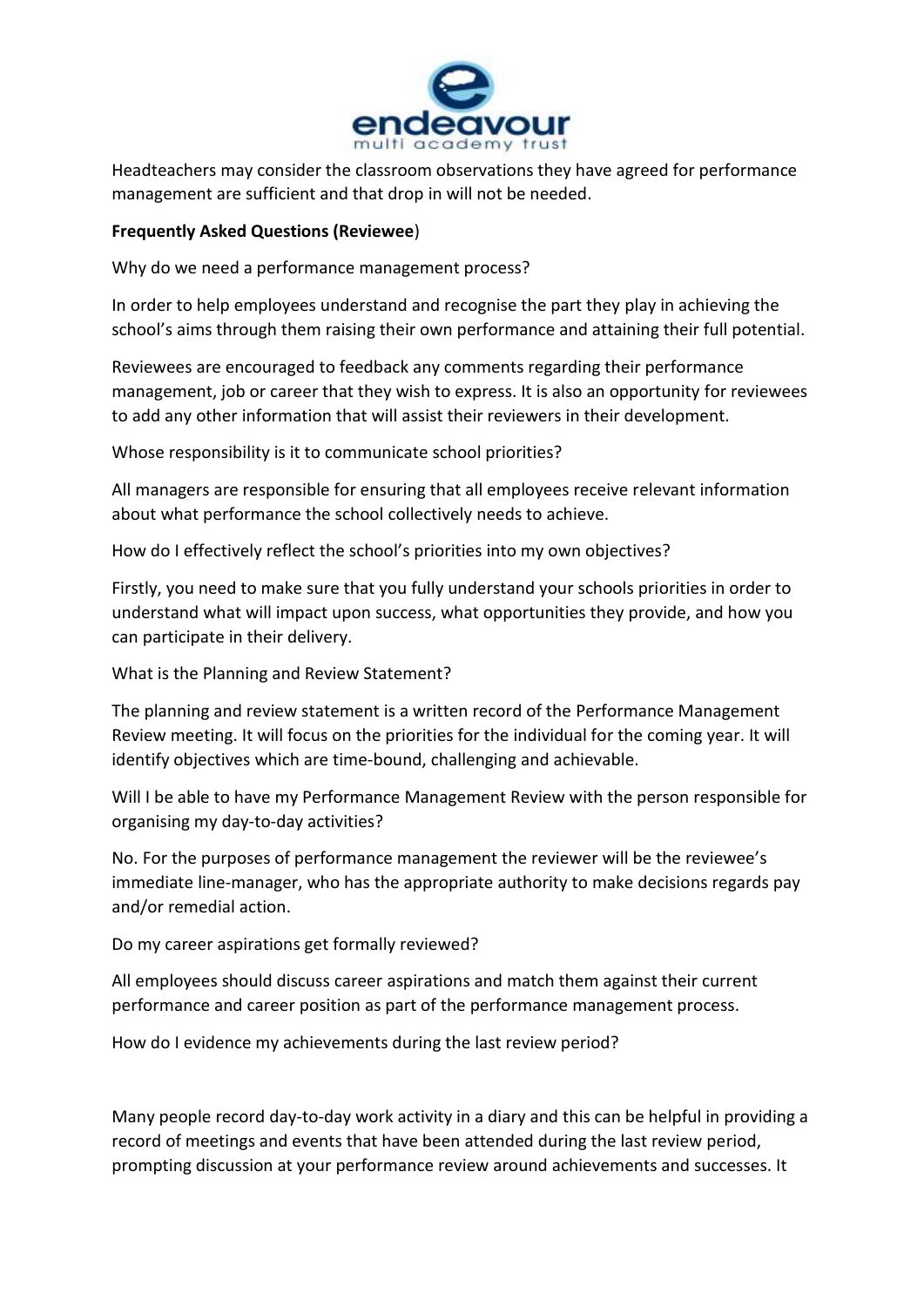Headteachers may consider the classroom observations they have agreed for performance management are sufficient and that drop in will not be needed.

**Frequently Asked Questions (Reviewee**)

Why do we need a performance management process?

In order to help employees understand and recognise the part they play in achieving the school's aims through them raising their own performance and attaining their full potential.

Reviewees are encouraged to feedback any comments regarding their performance management, job or career that they wish to express. It is also an opportunity for reviewees to add any other information that will assist their reviewers in their development.

Whose responsibility is it to communicate school priorities?

All managers are responsible for ensuring that all employees receive relevant information about what performance the school collectively needs to achieve.

How do I effectively reflect the school's priorities into my own objectives?

Firstly, you need to make sure that you fully understand your schools priorities in order to understand what will impact upon success, what opportunities they provide, and how you can participate in their delivery.

What is the Planning and Review Statement?

The planning and review statement is a written record of the Performance Management Review meeting. It will focus on the priorities for the individual for the coming year. It will identify objectives which are time-bound, challenging and achievable.

Will I be able to have my Performance Management Review with the person responsible for organising my day-to-day activities?

No. For the purposes of performance management the reviewer will be the reviewee's immediate line-manager, who has the appropriate authority to make decisions regards pay and/or remedial action.

Do my career aspirations get formally reviewed?

All employees should discuss career aspirations and match them against their current performance and career position as part of the performance management process.

How do I evidence my achievements during the last review period?

Many people record day-to-day work activity in a diary and this can be helpful in providing a record of meetings and events that have been attended during the last review period, prompting discussion at your performance review around achievements and successes. It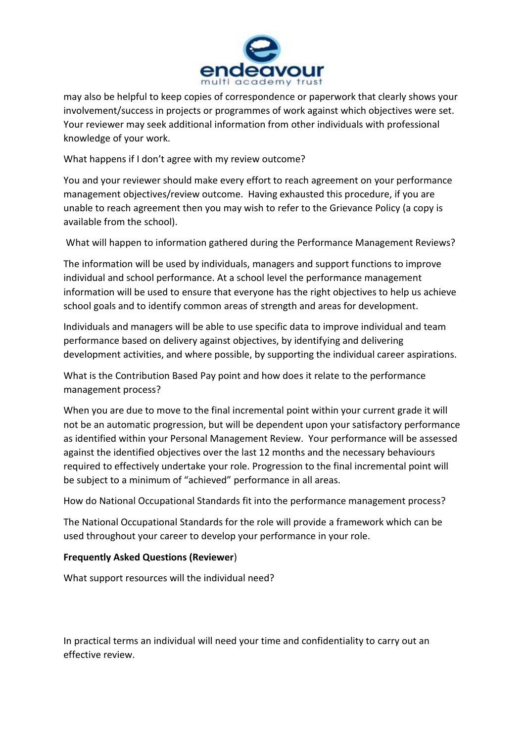may also be helpful to keep copies of correspondence or paperwork that clearly shows your involvement/success in projects or programmes of work against which objectives were set. Your reviewer may seek additional information from other individuals with professional knowledge of your work.

What happens if I don't agree with my review outcome?

You and your reviewer should make every effort to reach agreement on your performance management objectives/review outcome. Having exhausted this procedure, if you are unable to reach agreement then you may wish to refer to the Grievance Policy (a copy is available from the school).

What will happen to information gathered during the Performance Management Reviews?

The information will be used by individuals, managers and support functions to improve individual and school performance. At a school level the performance management information will be used to ensure that everyone has the right objectives to help us achieve school goals and to identify common areas of strength and areas for development.

Individuals and managers will be able to use specific data to improve individual and team performance based on delivery against objectives, by identifying and delivering development activities, and where possible, by supporting the individual career aspirations.

What is the Contribution Based Pay point and how does it relate to the performance management process?

When you are due to move to the final incremental point within your current grade it will not be an automatic progression, but will be dependent upon your satisfactory performance as identified within your Personal Management Review. Your performance will be assessed against the identified objectives over the last 12 months and the necessary behaviours required to effectively undertake your role. Progression to the final incremental point will be subject to a minimum of "achieved" performance in all areas.

How do National Occupational Standards fit into the performance management process?

The National Occupational Standards for the role will provide a framework which can be used throughout your career to develop your performance in your role.

**Frequently Asked Questions (Reviewer**)

What support resources will the individual need?

In practical terms an individual will need your time and confidentiality to carry out an effective review.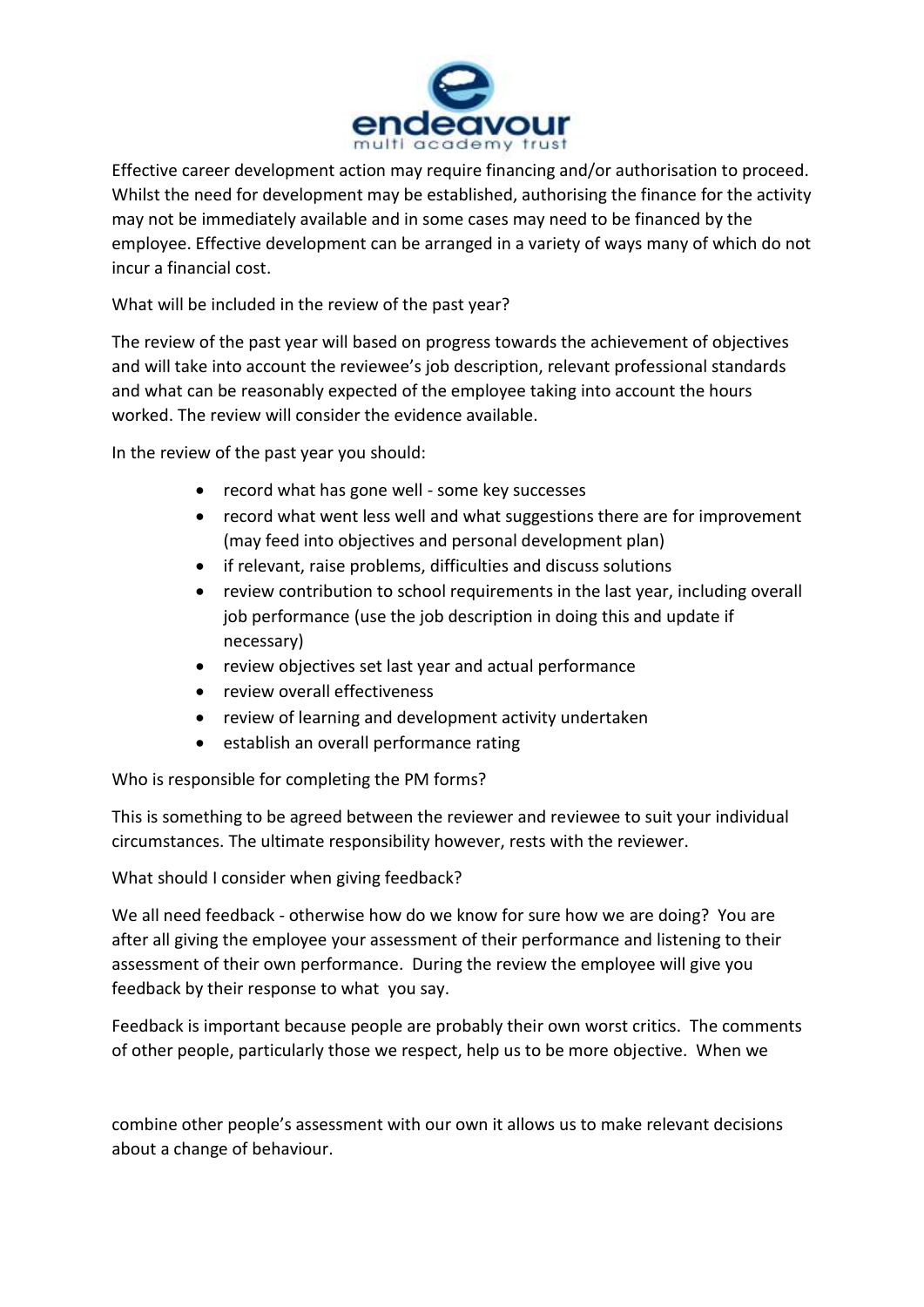Effective career development action may require financing and/or authorisation to proceed. Whilst the need for development may be established, authorising the finance for the activity may not be immediately available and in some cases may need to be financed by the employee. Effective development can be arranged in a variety of ways many of which do not incur a financial cost.

What will be included in the review of the past year?

The review of the past year will based on progress towards the achievement of objectives and will take into account the reviewee's job description, relevant professional standards and what can be reasonably expected of the employee taking into account the hours worked. The review will consider the evidence available.

In the review of the past year you should:

- record what has gone well - some key successes
- record what went less well and what suggestions there are for improvement (may feed into objectives and personal development plan)
- if relevant, raise problems, difficulties and discuss solutions
- review contribution to school requirements in the last year, including overall job performance (use the job description in doing this and update if necessary)
- review objectives set last year and actual performance
- review overall effectiveness
- review of learning and development activity undertaken
- establish an overall performance rating

Who is responsible for completing the PM forms?

This is something to be agreed between the reviewer and reviewee to suit your individual circumstances. The ultimate responsibility however, rests with the reviewer.

What should I consider when giving feedback?

We all need feedback - otherwise how do we know for sure how we are doing? You are after all giving the employee your assessment of their performance and listening to their assessment of their own performance. During the review the employee will give you feedback by their response to what you say.

Feedback is important because people are probably their own worst critics. The comments of other people, particularly those we respect, help us to be more objective. When we combine other people's assessment with our own it allows us to make relevant decisions about a change of behaviour.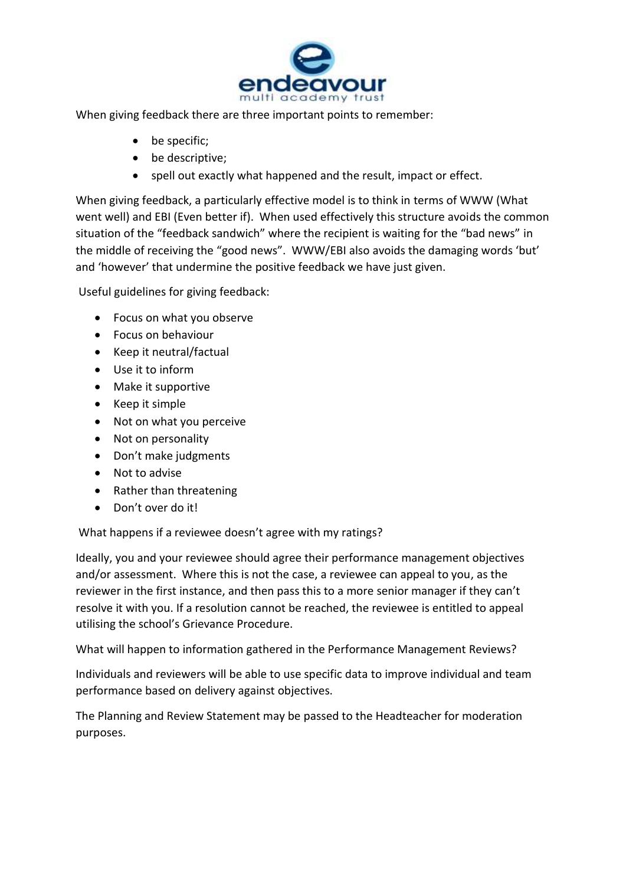When giving feedback there are three important points to remember:

- be specific;
- be descriptive;
- spell out exactly what happened and the result, impact or effect.

When giving feedback, a particularly effective model is to think in terms of WWW (What went well) and EBI (Even better if). When used effectively this structure avoids the common situation of the "feedback sandwich" where the recipient is waiting for the "bad news" in the middle of receiving the "good news". WWW/EBI also avoids the damaging words 'but' and 'however' that undermine the positive feedback we have just given.

Useful guidelines for giving feedback:

- Focus on what you observe
- Focus on behaviour
- Keep it neutral/factual
- Use it to inform
- Make it supportive
- Keep it simple
- Not on what you perceive
- Not on personality
- Don't make judgments
- Not to advise
- Rather than threatening
- Don't over do it!

What happens if a reviewee doesn't agree with my ratings?

Ideally, you and your reviewee should agree their performance management objectives and/or assessment. Where this is not the case, a reviewee can appeal to you, as the reviewer in the first instance, and then pass this to a more senior manager if they can't resolve it with you. If a resolution cannot be reached, the reviewee is entitled to appeal utilising the school's Grievance Procedure.

What will happen to information gathered in the Performance Management Reviews?

Individuals and reviewers will be able to use specific data to improve individual and team performance based on delivery against objectives.

The Planning and Review Statement may be passed to the Headteacher for moderation purposes.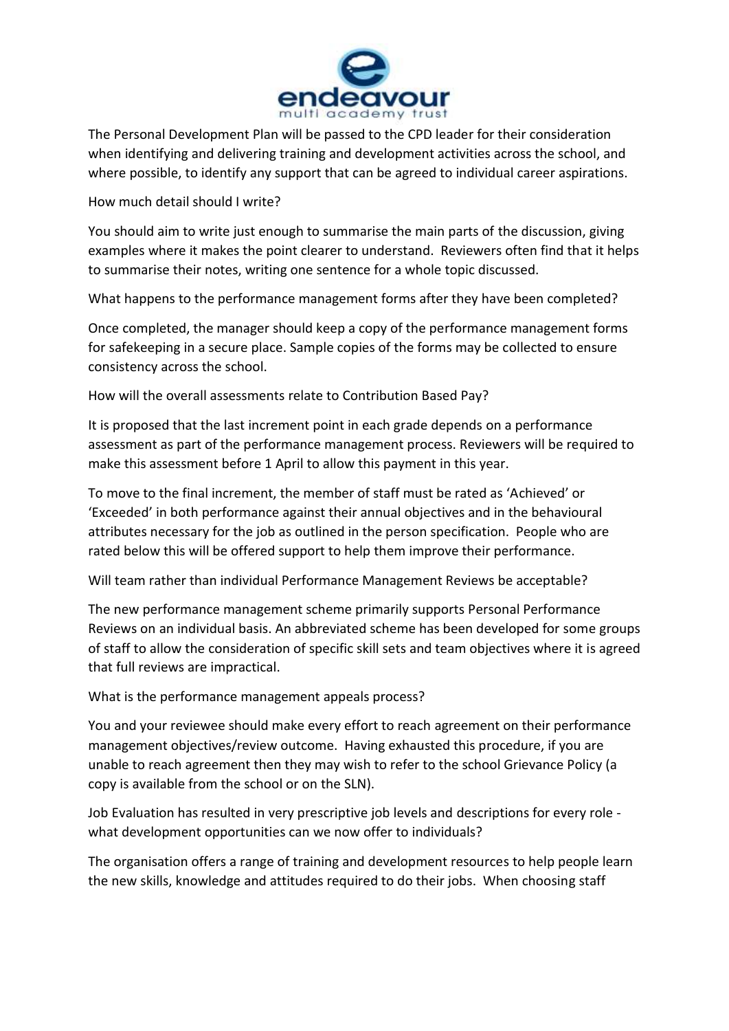The Personal Development Plan will be passed to the CPD leader for their consideration when identifying and delivering training and development activities across the school, and where possible, to identify any support that can be agreed to individual career aspirations.

How much detail should I write?

You should aim to write just enough to summarise the main parts of the discussion, giving examples where it makes the point clearer to understand. Reviewers often find that it helps to summarise their notes, writing one sentence for a whole topic discussed.

What happens to the performance management forms after they have been completed?

Once completed, the manager should keep a copy of the performance management forms for safekeeping in a secure place. Sample copies of the forms may be collected to ensure consistency across the school.

How will the overall assessments relate to Contribution Based Pay?

It is proposed that the last increment point in each grade depends on a performance assessment as part of the performance management process. Reviewers will be required to make this assessment before 1 April to allow this payment in this year.

To move to the final increment, the member of staff must be rated as 'Achieved' or 'Exceeded' in both performance against their annual objectives and in the behavioural attributes necessary for the job as outlined in the person specification. People who are rated below this will be offered support to help them improve their performance.

Will team rather than individual Performance Management Reviews be acceptable?

The new performance management scheme primarily supports Personal Performance Reviews on an individual basis. An abbreviated scheme has been developed for some groups of staff to allow the consideration of specific skill sets and team objectives where it is agreed that full reviews are impractical.

What is the performance management appeals process?

You and your reviewee should make every effort to reach agreement on their performance management objectives/review outcome. Having exhausted this procedure, if you are unable to reach agreement then they may wish to refer to the school Grievance Policy (a copy is available from the school or on the SLN).

Job Evaluation has resulted in very prescriptive job levels and descriptions for every role - what development opportunities can we now offer to individuals?

The organisation offers a range of training and development resources to help people learn the new skills, knowledge and attitudes required to do their jobs. When choosing staff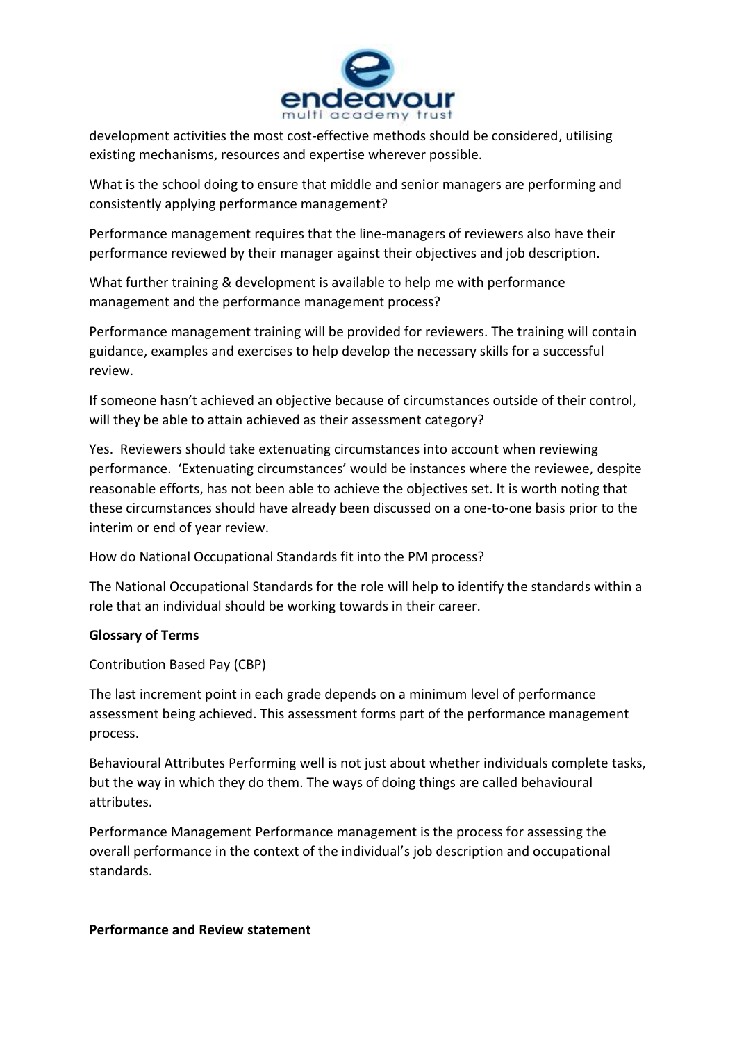development activities the most cost-effective methods should be considered, utilising existing mechanisms, resources and expertise wherever possible.

What is the school doing to ensure that middle and senior managers are performing and consistently applying performance management?

Performance management requires that the line-managers of reviewers also have their performance reviewed by their manager against their objectives and job description.

What further training & development is available to help me with performance management and the performance management process?

Performance management training will be provided for reviewers. The training will contain guidance, examples and exercises to help develop the necessary skills for a successful review.

If someone hasn't achieved an objective because of circumstances outside of their control, will they be able to attain achieved as their assessment category?

Yes. Reviewers should take extenuating circumstances into account when reviewing performance. 'Extenuating circumstances' would be instances where the reviewee, despite reasonable efforts, has not been able to achieve the objectives set. It is worth noting that these circumstances should have already been discussed on a one-to-one basis prior to the interim or end of year review.

How do National Occupational Standards fit into the PM process?

The National Occupational Standards for the role will help to identify the standards within a role that an individual should be working towards in their career.

**Glossary of Terms**

Contribution Based Pay (CBP)

The last increment point in each grade depends on a minimum level of performance assessment being achieved. This assessment forms part of the performance management process.

Behavioural Attributes Performing well is not just about whether individuals complete tasks, but the way in which they do them. The ways of doing things are called behavioural attributes.

Performance Management Performance management is the process for assessing the overall performance in the context of the individual's job description and occupational standards.

**Performance and Review statement**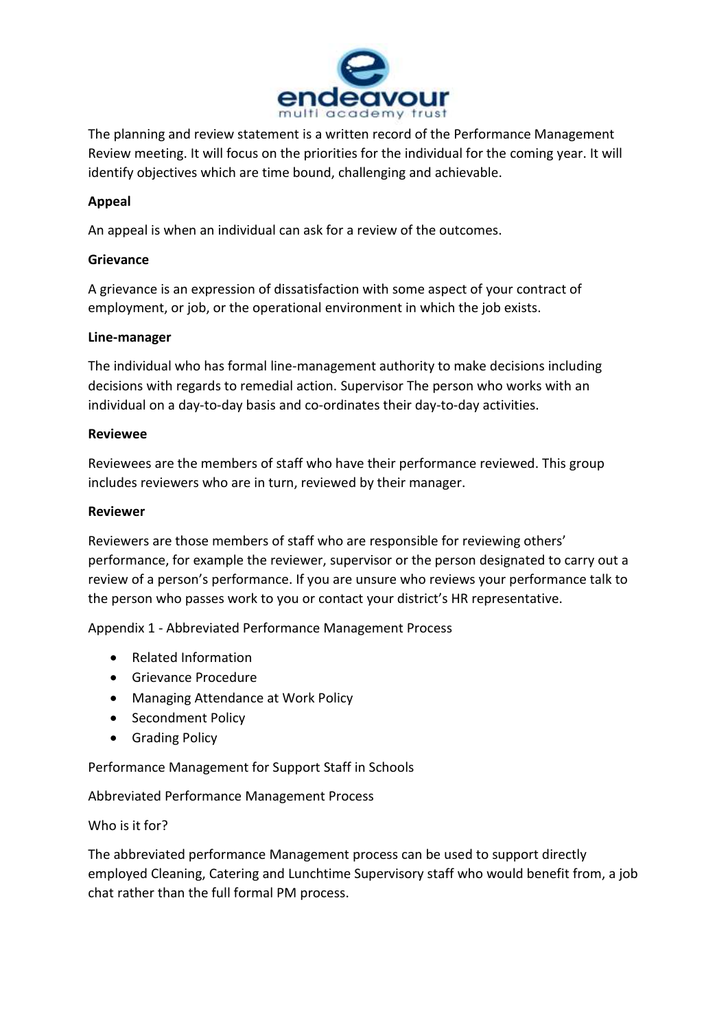The planning and review statement is a written record of the Performance Management Review meeting. It will focus on the priorities for the individual for the coming year. It will identify objectives which are time bound, challenging and achievable.

**Appeal**

An appeal is when an individual can ask for a review of the outcomes.

**Grievance**

A grievance is an expression of dissatisfaction with some aspect of your contract of employment, or job, or the operational environment in which the job exists.

**Line-manager**

The individual who has formal line-management authority to make decisions including decisions with regards to remedial action. Supervisor The person who works with an individual on a day-to-day basis and co-ordinates their day-to-day activities.

**Reviewee**

Reviewees are the members of staff who have their performance reviewed. This group includes reviewers who are in turn, reviewed by their manager.

**Reviewer**

Reviewers are those members of staff who are responsible for reviewing others' performance, for example the reviewer, supervisor or the person designated to carry out a review of a person's performance. If you are unsure who reviews your performance talk to the person who passes work to you or contact your district's HR representative.

Appendix 1 - Abbreviated Performance Management Process

- Related Information
- Grievance Procedure
- Managing Attendance at Work Policy
- Secondment Policy
- Grading Policy

Performance Management for Support Staff in Schools

Abbreviated Performance Management Process

Who is it for?

The abbreviated performance Management process can be used to support directly employed Cleaning, Catering and Lunchtime Supervisory staff who would benefit from, a job chat rather than the full formal PM process.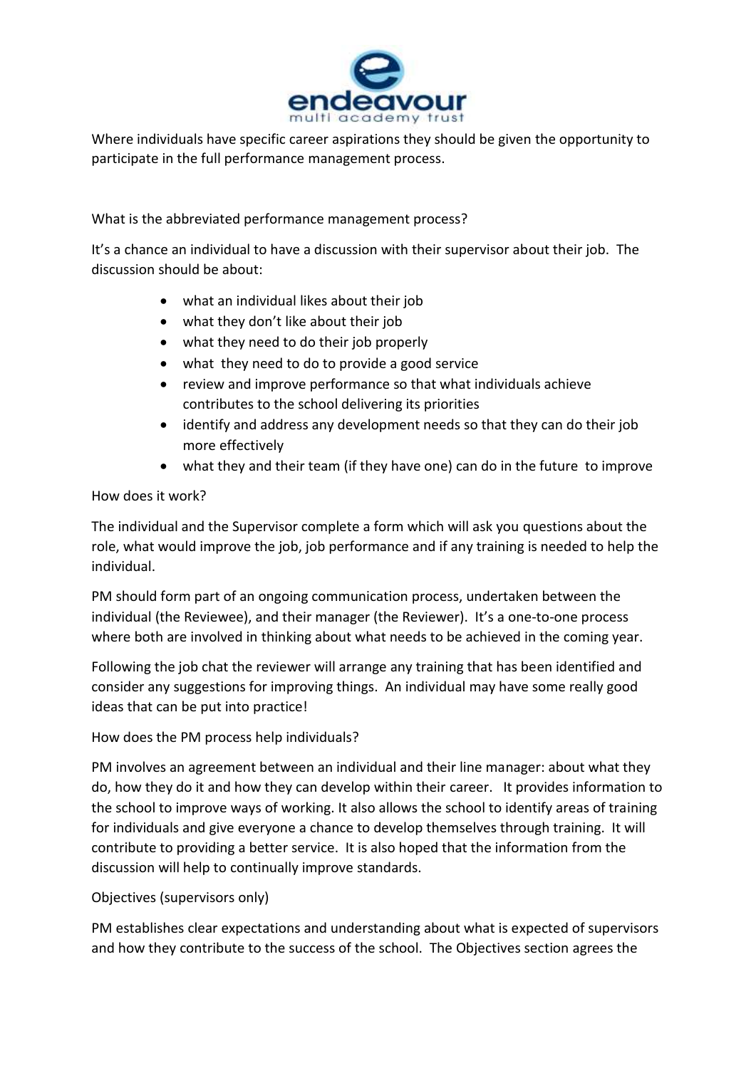Where individuals have specific career aspirations they should be given the opportunity to participate in the full performance management process.

What is the abbreviated performance management process?

It's a chance an individual to have a discussion with their supervisor about their job. The discussion should be about:

- what an individual likes about their job
- what they don't like about their job
- what they need to do their job properly
- what they need to do to provide a good service
- review and improve performance so that what individuals achieve contributes to the school delivering its priorities
- identify and address any development needs so that they can do their job more effectively
- what they and their team (if they have one) can do in the future to improve

How does it work?

The individual and the Supervisor complete a form which will ask you questions about the role, what would improve the job, job performance and if any training is needed to help the individual.

PM should form part of an ongoing communication process, undertaken between the individual (the Reviewee), and their manager (the Reviewer). It's a one-to-one process where both are involved in thinking about what needs to be achieved in the coming year.

Following the job chat the reviewer will arrange any training that has been identified and consider any suggestions for improving things. An individual may have some really good ideas that can be put into practice!

How does the PM process help individuals?

PM involves an agreement between an individual and their line manager: about what they do, how they do it and how they can develop within their career. It provides information to the school to improve ways of working. It also allows the school to identify areas of training for individuals and give everyone a chance to develop themselves through training. It will contribute to providing a better service. It is also hoped that the information from the discussion will help to continually improve standards.

Objectives (supervisors only)

PM establishes clear expectations and understanding about what is expected of supervisors and how they contribute to the success of the school. The Objectives section agrees the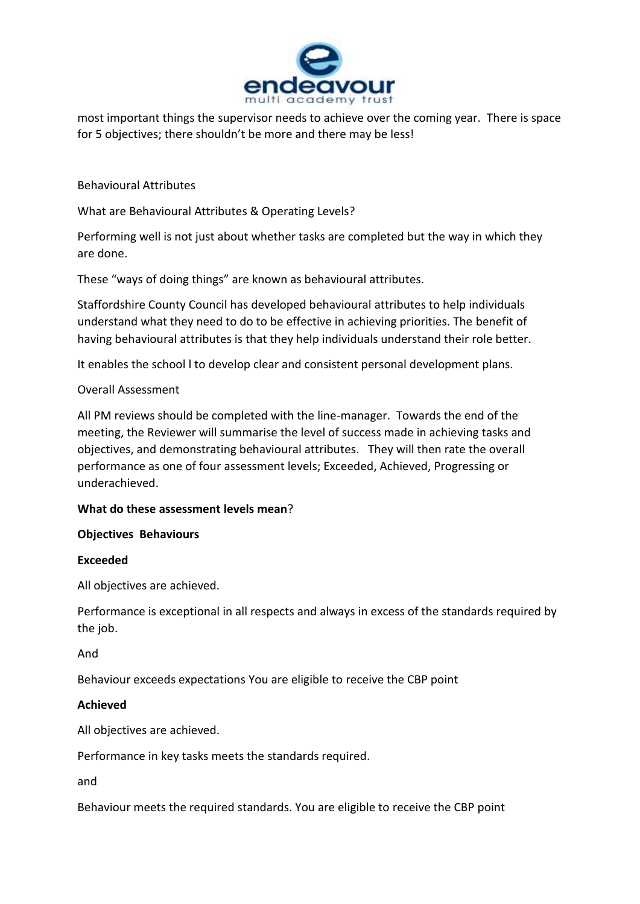most important things the supervisor needs to achieve over the coming year. There is space for 5 objectives; there shouldn't be more and there may be less!

Behavioural Attributes

What are Behavioural Attributes & Operating Levels?

Performing well is not just about whether tasks are completed but the way in which they are done.

These "ways of doing things" are known as behavioural attributes.

Staffordshire County Council has developed behavioural attributes to help individuals understand what they need to do to be effective in achieving priorities. The benefit of having behavioural attributes is that they help individuals understand their role better.

It enables the school l to develop clear and consistent personal development plans.

Overall Assessment

All PM reviews should be completed with the line-manager. Towards the end of the meeting, the Reviewer will summarise the level of success made in achieving tasks and objectives, and demonstrating behavioural attributes. They will then rate the overall performance as one of four assessment levels; Exceeded, Achieved, Progressing or underachieved.

**What do these assessment levels mean**?

**Objectives Behaviours**

**Exceeded**

All objectives are achieved.

Performance is exceptional in all respects and always in excess of the standards required by the job.

And

Behaviour exceeds expectations You are eligible to receive the CBP point

**Achieved**

All objectives are achieved.

Performance in key tasks meets the standards required.

and

Behaviour meets the required standards. You are eligible to receive the CBP point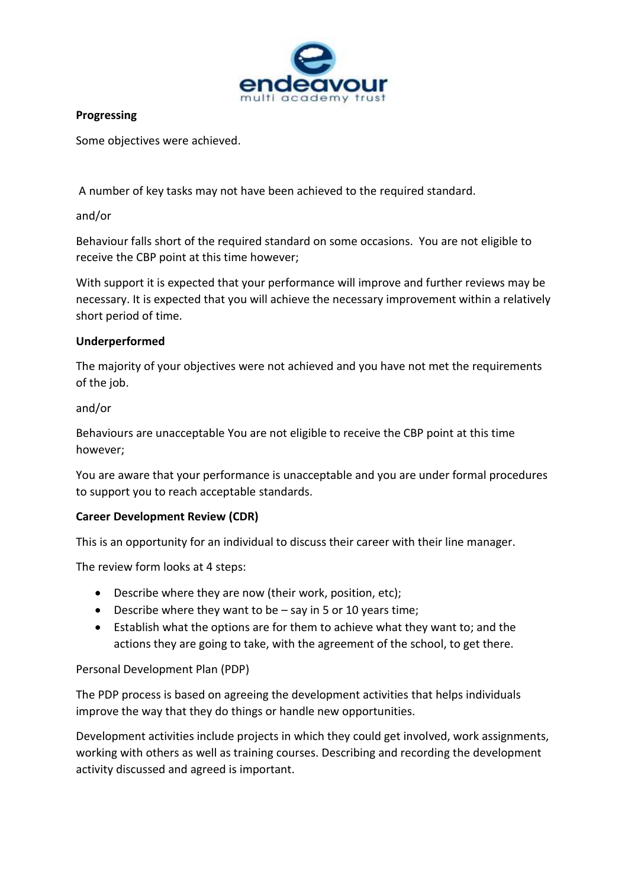**Progressing**

Some objectives were achieved.

A number of key tasks may not have been achieved to the required standard.

and/or

Behaviour falls short of the required standard on some occasions. You are not eligible to receive the CBP point at this time however;

With support it is expected that your performance will improve and further reviews may be necessary. It is expected that you will achieve the necessary improvement within a relatively short period of time.

**Underperformed**

The majority of your objectives were not achieved and you have not met the requirements of the job.

and/or

Behaviours are unacceptable You are not eligible to receive the CBP point at this time however;

You are aware that your performance is unacceptable and you are under formal procedures to support you to reach acceptable standards.

**Career Development Review (CDR)**

This is an opportunity for an individual to discuss their career with their line manager.

The review form looks at 4 steps:

- Describe where they are now (their work, position, etc);
- Describe where they want to be – say in 5 or 10 years time;
- Establish what the options are for them to achieve what they want to; and the actions they are going to take, with the agreement of the school, to get there.

Personal Development Plan (PDP)

The PDP process is based on agreeing the development activities that helps individuals improve the way that they do things or handle new opportunities.

Development activities include projects in which they could get involved, work assignments, working with others as well as training courses. Describing and recording the development activity discussed and agreed is important.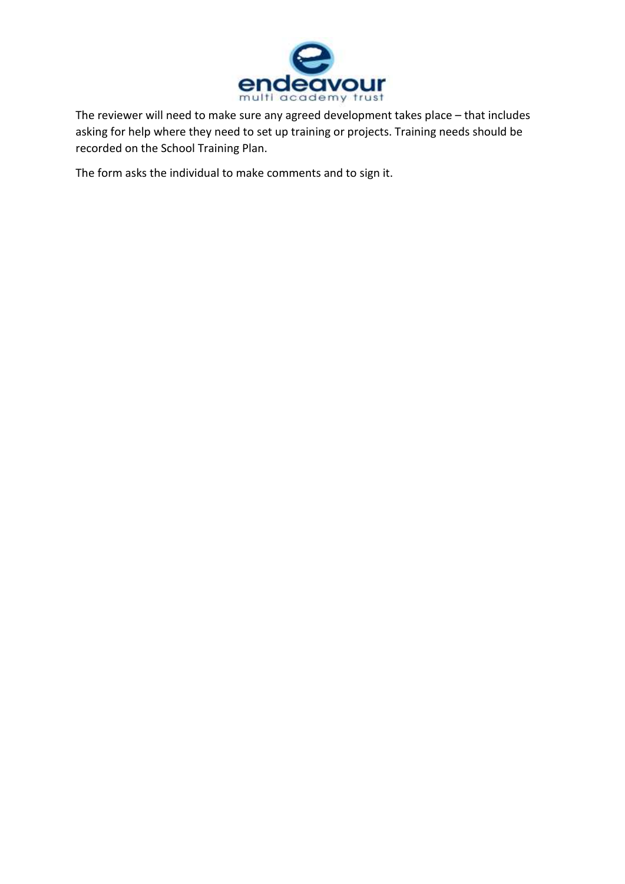The reviewer will need to make sure any agreed development takes place – that includes asking for help where they need to set up training or projects. Training needs should be recorded on the School Training Plan.

The form asks the individual to make comments and to sign it.